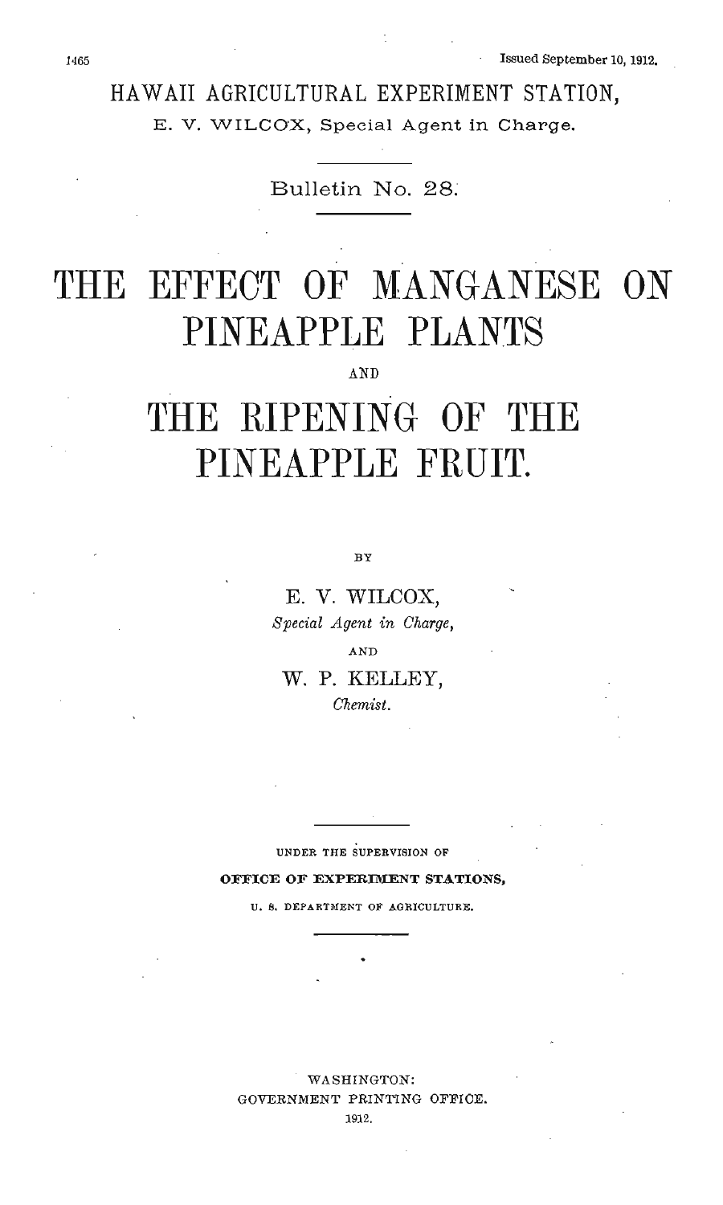Issued September 10, 1912.

HAWAII AGRICULTURAL EXPERIMENT STATION,

E. V. WILCOX, Special Agent in Charge.

Bulletin No. 28.

# THE EFFECT OF MANGANESE ON PINEAPPLE PLANTS

AND

# THE RIPENING OF THE PINEAPPLE FRUIT.

BY

E. V. WILCOX,
*Special Agent in Charge*,

AND

W. P. KELLEY,
*Chemist.*

UNDER THE SUPERVISION OF

**OFFICE OF EXPERIMENT STATIONS,**

U. S. DEPARTMENT OF AGRICULTURE.

WASHINGTON:
GOVERNMENT PRINTING OFFICE.
1912.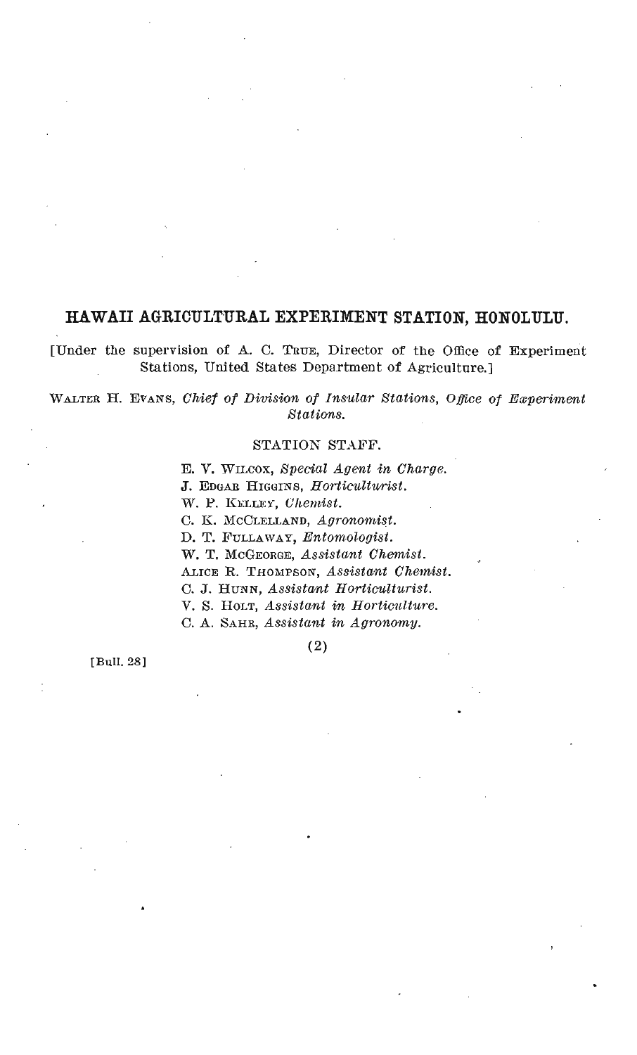## HAWAII AGRICULTURAL EXPERIMENT STATION, HONOLULU.

[Under the supervision of A. C. TRUE, Director of the Office of Experiment Stations, United States Department of Agriculture.]

WALTER H. EVANS, *Chief of Division of Insular Stations, Office of Experiment Stations.*

### STATION STAFF.

E. V. WILCOX, *Special Agent in Charge.*  
J. EDGAR HIGGINS, *Horticulturist.*  
W. P. KELLEY, *Chemist.*  
C. K. MCCLELLAND, *Agronomist.*  
D. T. FULLAWAY, *Entomologist.*  
W. T. MCGEORGE, *Assistant Chemist.*  
ALICE R. THOMPSON, *Assistant Chemist.*  
C. J. HUNN, *Assistant Horticulturist.*  
V. S. HOLT, *Assistant in Horticulture.*  
C. A. SAHR, *Assistant in Agronomy.*

[Bull. 28]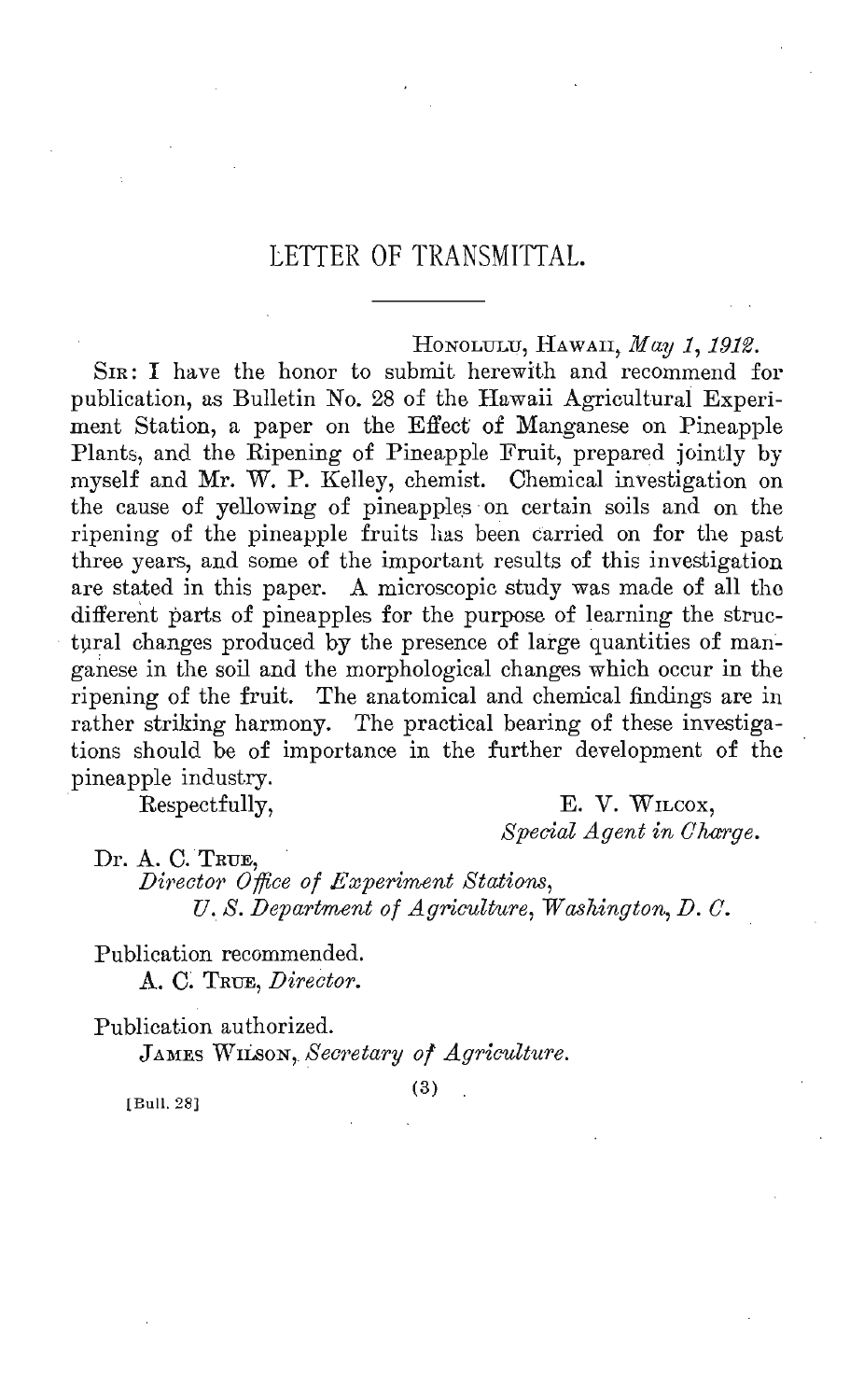# LETTER OF TRANSMITTAL.

HONOLULU, HAWAII, *May 1, 1912.*

SIR: I have the honor to submit herewith and recommend for publication, as Bulletin No. 28 of the Hawaii Agricultural Experiment Station, a paper on the Effect of Manganese on Pineapple Plants, and the Ripening of Pineapple Fruit, prepared jointly by myself and Mr. W. P. Kelley, chemist. Chemical investigation on the cause of yellowing of pineapples on certain soils and on the ripening of the pineapple fruits has been carried on for the past three years, and some of the important results of this investigation are stated in this paper. A microscopic study was made of all the different parts of pineapples for the purpose of learning the structural changes produced by the presence of large quantities of manganese in the soil and the morphological changes which occur in the ripening of the fruit. The anatomical and chemical findings are in rather striking harmony. The practical bearing of these investigations should be of importance in the further development of the pineapple industry.

Respectfully,

E. V. WILCOX,
*Special Agent in Charge.*

Dr. A. C. TRUE,
*Director Office of Experiment Stations,*
*U. S. Department of Agriculture, Washington, D. C.*

Publication recommended.
A. C. TRUE, *Director.*

Publication authorized.
JAMES WILSON, *Secretary of Agriculture.*

[Bull. 28]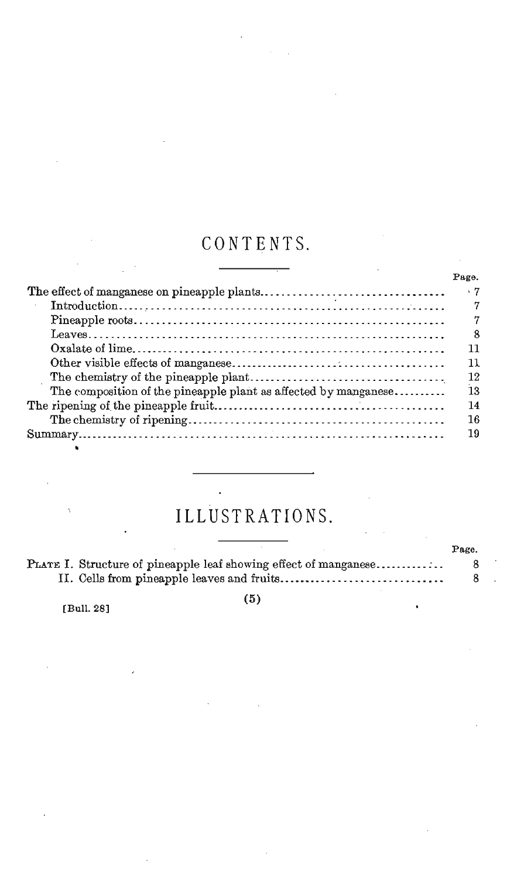# CONTENTS.

| | Page. |
|---|---|
| The effect of manganese on pineapple plants | 7 |
| Introduction | 7 |
| Pineapple roots | 7 |
| Leaves | 8 |
| Oxalate of lime | 11 |
| Other visible effects of manganese | 11 |
| The chemistry of the pineapple plant | 12 |
| The composition of the pineapple plant as affected by manganese | 13 |
| The ripening of the pineapple fruit | 14 |
| The chemistry of ripening | 16 |
| Summary | 19 |

# ILLUSTRATIONS.

| | Page. |
|---|---|
| PLATE I. Structure of pineapple leaf showing effect of manganese | 8 |
| II. Cells from pineapple leaves and fruits | 8 |

[Bull. 28]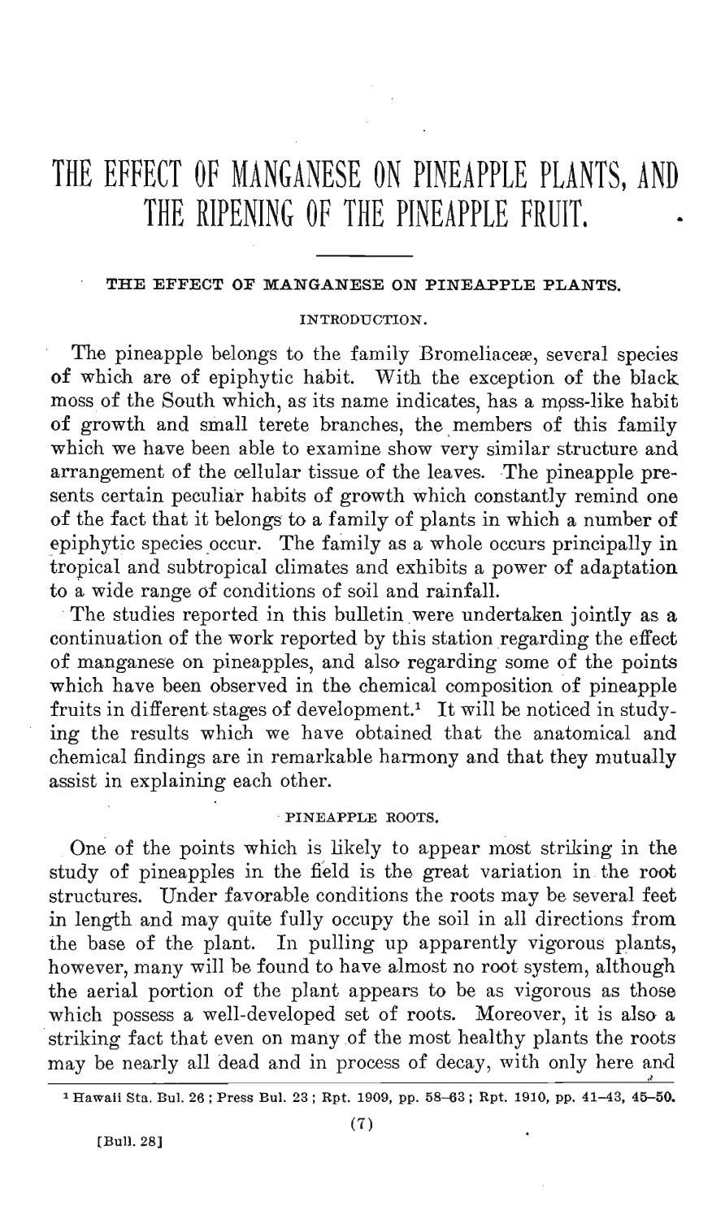# THE EFFECT OF MANGANESE ON PINEAPPLE PLANTS, AND THE RIPENING OF THE PINEAPPLE FRUIT.

## THE EFFECT OF MANGANESE ON PINEAPPLE PLANTS.

### INTRODUCTION.

The pineapple belongs to the family Bromeliaceæ, several species of which are of epiphytic habit. With the exception of the black moss of the South which, as its name indicates, has a moss-like habit of growth and small terete branches, the members of this family which we have been able to examine show very similar structure and arrangement of the cellular tissue of the leaves. The pineapple presents certain peculiar habits of growth which constantly remind one of the fact that it belongs to a family of plants in which a number of epiphytic species occur. The family as a whole occurs principally in tropical and subtropical climates and exhibits a power of adaptation to a wide range of conditions of soil and rainfall.

The studies reported in this bulletin were undertaken jointly as a continuation of the work reported by this station regarding the effect of manganese on pineapples, and also regarding some of the points which have been observed in the chemical composition of pineapple fruits in different stages of development.[1] It will be noticed in studying the results which we have obtained that the anatomical and chemical findings are in remarkable harmony and that they mutually assist in explaining each other.

### PINEAPPLE ROOTS.

One of the points which is likely to appear most striking in the study of pineapples in the field is the great variation in the root structures. Under favorable conditions the roots may be several feet in length and may quite fully occupy the soil in all directions from the base of the plant. In pulling up apparently vigorous plants, however, many will be found to have almost no root system, although the aerial portion of the plant appears to be as vigorous as those which possess a well-developed set of roots. Moreover, it is also a striking fact that even on many of the most healthy plants the roots may be nearly all dead and in process of decay, with only here and

[1] Hawaii Sta. Bul. 26; Press Bul. 23; Rpt. 1909, pp. 58–63; Rpt. 1910, pp. 41–43, 45–50.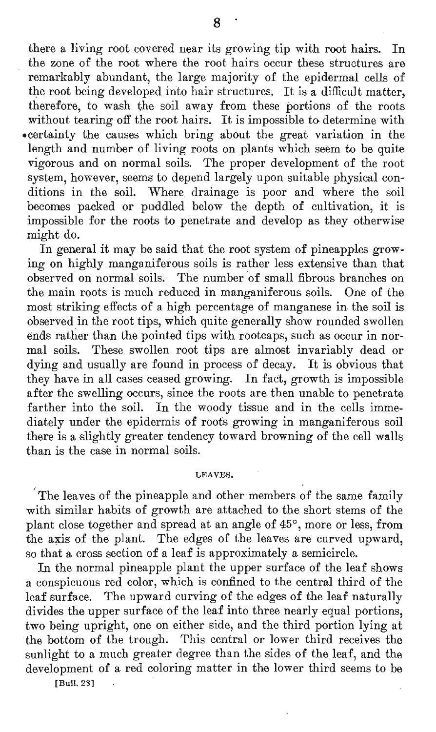there a living root covered near its growing tip with root hairs. In the zone of the root where the root hairs occur these structures are remarkably abundant, the large majority of the epidermal cells of the root being developed into hair structures. It is a difficult matter, therefore, to wash the soil away from these portions of the roots without tearing off the root hairs. It is impossible to determine with certainty the causes which bring about the great variation in the length and number of living roots on plants which seem to be quite vigorous and on normal soils. The proper development of the root system, however, seems to depend largely upon suitable physical conditions in the soil. Where drainage is poor and where the soil becomes packed or puddled below the depth of cultivation, it is impossible for the roots to penetrate and develop as they otherwise might do.

In general it may be said that the root system of pineapples growing on highly manganiferous soils is rather less extensive than that observed on normal soils. The number of small fibrous branches on the main roots is much reduced in manganiferous soils. One of the most striking effects of a high percentage of manganese in the soil is observed in the root tips, which quite generally show rounded swollen ends rather than the pointed tips with rootcaps, such as occur in normal soils. These swollen root tips are almost invariably dead or dying and usually are found in process of decay. It is obvious that they have in all cases ceased growing. In fact, growth is impossible after the swelling occurs, since the roots are then unable to penetrate farther into the soil. In the woody tissue and in the cells immediately under the epidermis of roots growing in manganiferous soil there is a slightly greater tendency toward browning of the cell walls than is the case in normal soils.

## LEAVES.

The leaves of the pineapple and other members of the same family with similar habits of growth are attached to the short stems of the plant close together and spread at an angle of 45°, more or less, from the axis of the plant. The edges of the leaves are curved upward, so that a cross section of a leaf is approximately a semicircle.

In the normal pineapple plant the upper surface of the leaf shows a conspicuous red color, which is confined to the central third of the leaf surface. The upward curving of the edges of the leaf naturally divides the upper surface of the leaf into three nearly equal portions, two being upright, one on either side, and the third portion lying at the bottom of the trough. This central or lower third receives the sunlight to a much greater degree than the sides of the leaf, and the development of a red coloring matter in the lower third seems to be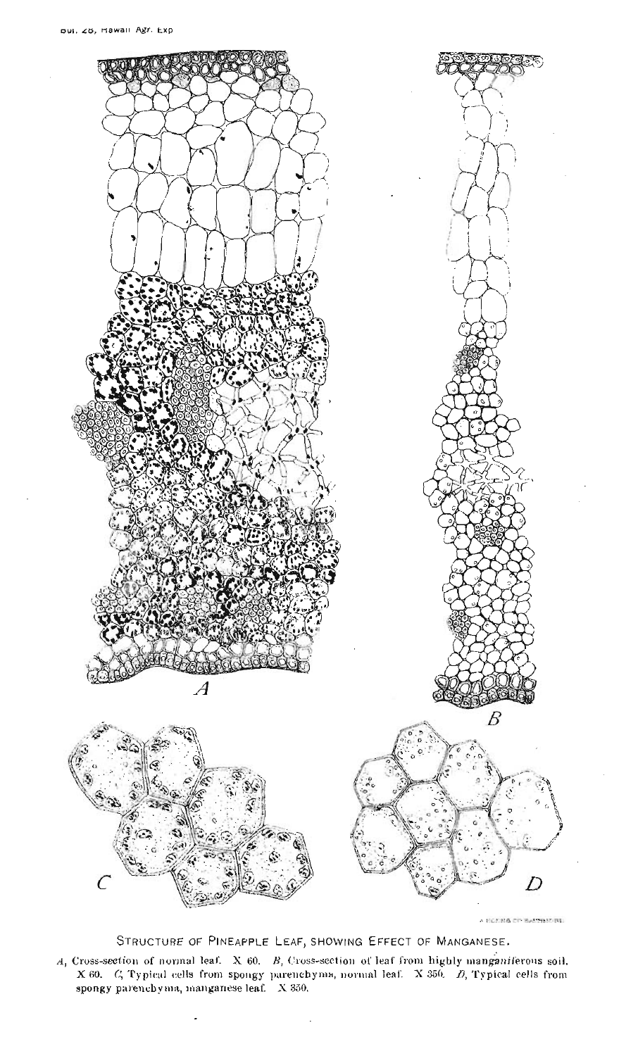STRUCTURE OF PINEAPPLE LEAF, SHOWING EFFECT OF MANGANESE.

*A*, Cross-section of normal leaf. X 60. *B*, Cross-section of leaf from highly manganiferous soil. X 60. *C*, Typical cells from spongy parenchyma, normal leaf. X 350. *D*, Typical cells from spongy parenchyma, manganese leaf. X 350.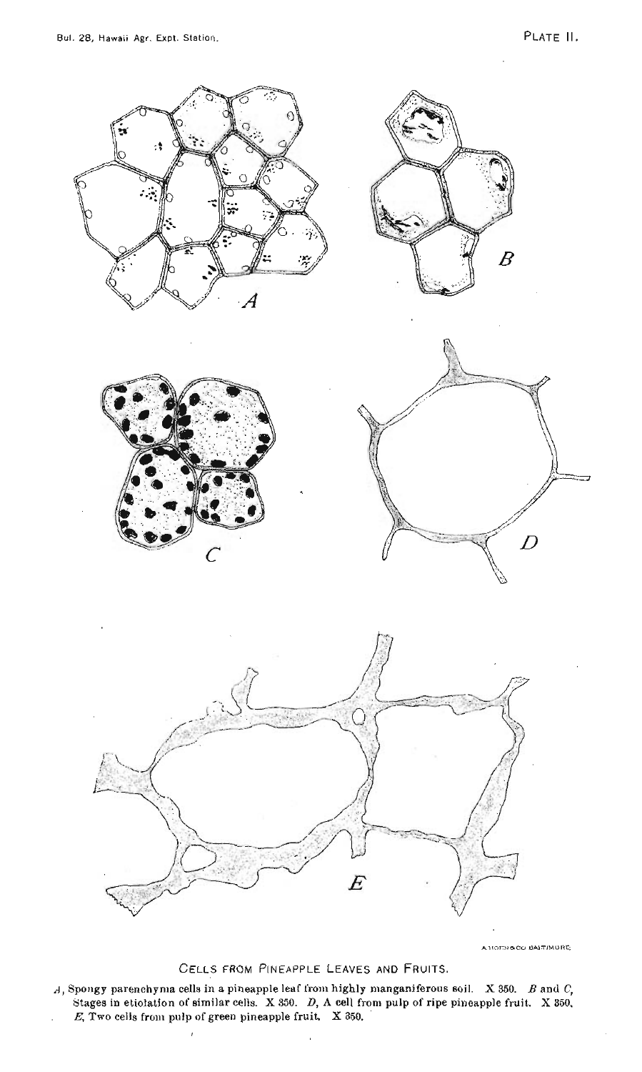Bul. 28, Hawaii Agr. Expt. Station.

PLATE II.

CELLS FROM PINEAPPLE LEAVES AND FRUITS.

*A*, Spongy parenchyma cells in a pineapple leaf from highly manganiferous soil. X 350. *B* and *C*, Stages in etiolation of similar cells. X 350. *D*, A cell from pulp of ripe pineapple fruit. X 350. *E*, Two cells from pulp of green pineapple fruit. X 350.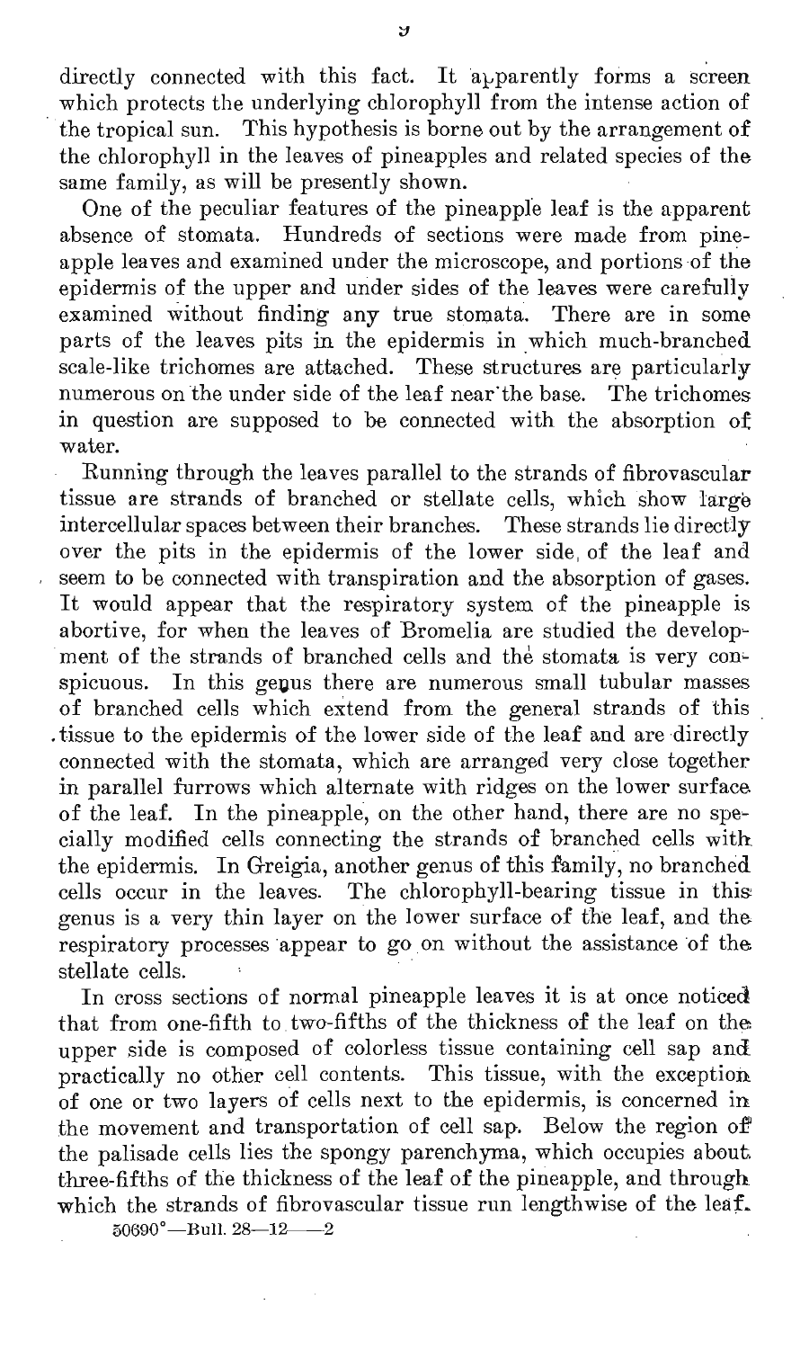directly connected with this fact. It apparently forms a screen which protects the underlying chlorophyll from the intense action of the tropical sun. This hypothesis is borne out by the arrangement of the chlorophyll in the leaves of pineapples and related species of the same family, as will be presently shown.

One of the peculiar features of the pineapple leaf is the apparent absence of stomata. Hundreds of sections were made from pineapple leaves and examined under the microscope, and portions of the epidermis of the upper and under sides of the leaves were carefully examined without finding any true stomata. There are in some parts of the leaves pits in the epidermis in which much-branched scale-like trichomes are attached. These structures are particularly numerous on the under side of the leaf near the base. The trichomes in question are supposed to be connected with the absorption of water.

Running through the leaves parallel to the strands of fibrovascular tissue are strands of branched or stellate cells, which show large intercellular spaces between their branches. These strands lie directly over the pits in the epidermis of the lower side of the leaf and seem to be connected with transpiration and the absorption of gases. It would appear that the respiratory system of the pineapple is abortive, for when the leaves of Bromelia are studied the development of the strands of branched cells and the stomata is very conspicuous. In this genus there are numerous small tubular masses of branched cells which extend from the general strands of this tissue to the epidermis of the lower side of the leaf and are directly connected with the stomata, which are arranged very close together in parallel furrows which alternate with ridges on the lower surface of the leaf. In the pineapple, on the other hand, there are no specially modified cells connecting the strands of branched cells with the epidermis. In Greigia, another genus of this family, no branched cells occur in the leaves. The chlorophyll-bearing tissue in this genus is a very thin layer on the lower surface of the leaf, and the respiratory processes appear to go on without the assistance of the stellate cells.

In cross sections of normal pineapple leaves it is at once noticed that from one-fifth to two-fifths of the thickness of the leaf on the upper side is composed of colorless tissue containing cell sap and practically no other cell contents. This tissue, with the exception of one or two layers of cells next to the epidermis, is concerned in the movement and transportation of cell sap. Below the region of the palisade cells lies the spongy parenchyma, which occupies about three-fifths of the thickness of the leaf of the pineapple, and through which the strands of fibrovascular tissue run lengthwise of the leaf.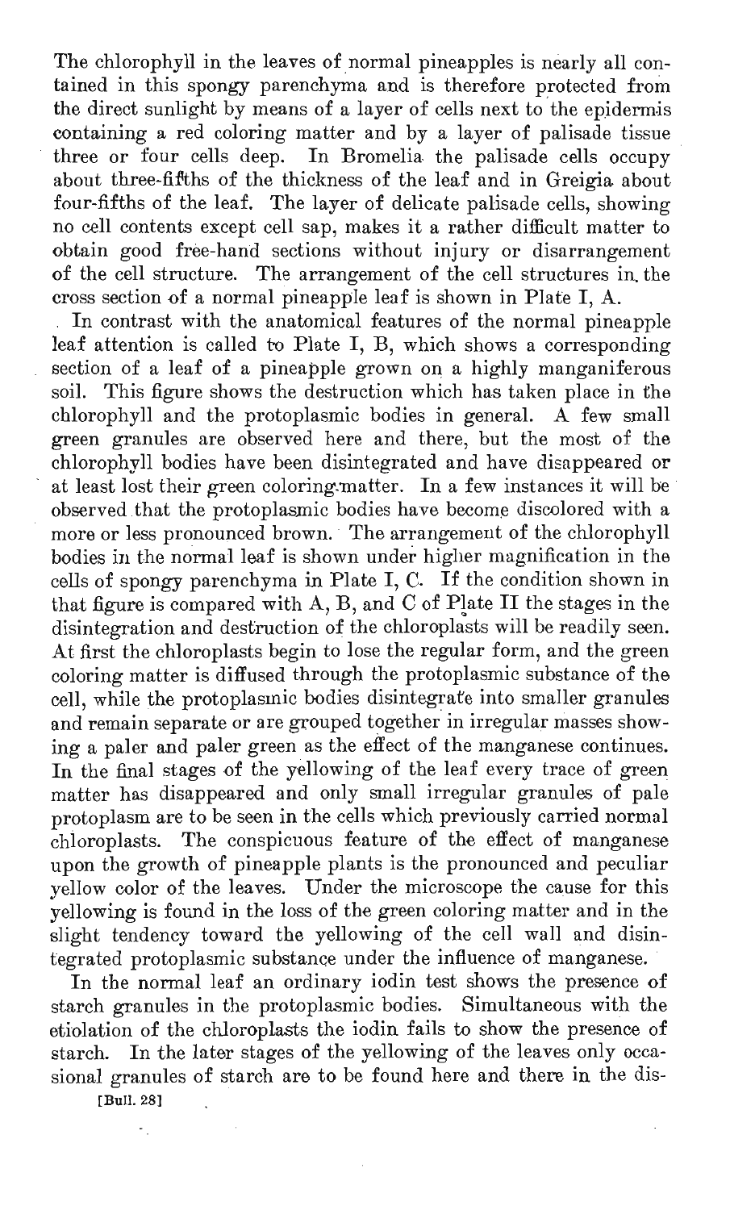The chlorophyll in the leaves of normal pineapples is nearly all contained in this spongy parenchyma and is therefore protected from the direct sunlight by means of a layer of cells next to the epidermis containing a red coloring matter and by a layer of palisade tissue three or four cells deep. In Bromelia the palisade cells occupy about three-fifths of the thickness of the leaf and in Greigia about four-fifths of the leaf. The layer of delicate palisade cells, showing no cell contents except cell sap, makes it a rather difficult matter to obtain good free-hand sections without injury or disarrangement of the cell structure. The arrangement of the cell structures in the cross section of a normal pineapple leaf is shown in Plate I, A.

In contrast with the anatomical features of the normal pineapple leaf attention is called to Plate I, B, which shows a corresponding section of a leaf of a pineapple grown on a highly manganiferous soil. This figure shows the destruction which has taken place in the chlorophyll and the protoplasmic bodies in general. A few small green granules are observed here and there, but the most of the chlorophyll bodies have been disintegrated and have disappeared or at least lost their green coloring matter. In a few instances it will be observed that the protoplasmic bodies have become discolored with a more or less pronounced brown. The arrangement of the chlorophyll bodies in the normal leaf is shown under higher magnification in the cells of spongy parenchyma in Plate I, C. If the condition shown in that figure is compared with A, B, and C of Plate II the stages in the disintegration and destruction of the chloroplasts will be readily seen. At first the chloroplasts begin to lose the regular form, and the green coloring matter is diffused through the protoplasmic substance of the cell, while the protoplasmic bodies disintegrate into smaller granules and remain separate or are grouped together in irregular masses showing a paler and paler green as the effect of the manganese continues. In the final stages of the yellowing of the leaf every trace of green matter has disappeared and only small irregular granules of pale protoplasm are to be seen in the cells which previously carried normal chloroplasts. The conspicuous feature of the effect of manganese upon the growth of pineapple plants is the pronounced and peculiar yellow color of the leaves. Under the microscope the cause for this yellowing is found in the loss of the green coloring matter and in the slight tendency toward the yellowing of the cell wall and disintegrated protoplasmic substance under the influence of manganese.

In the normal leaf an ordinary iodin test shows the presence of starch granules in the protoplasmic bodies. Simultaneous with the etiolation of the chloroplasts the iodin fails to show the presence of starch. In the later stages of the yellowing of the leaves only occasional granules of starch are to be found here and there in the dis-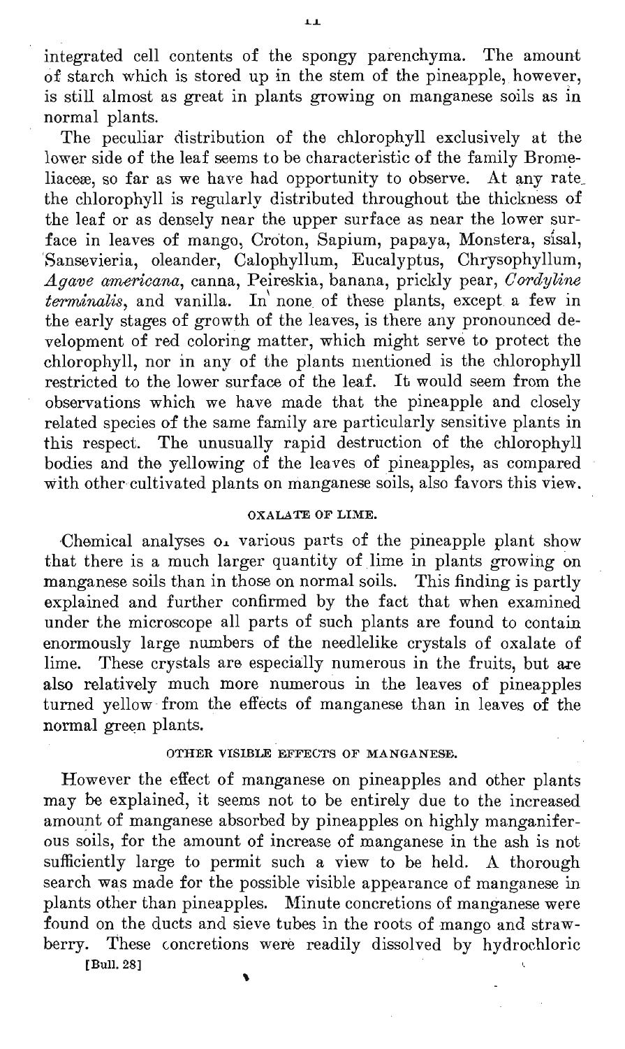integrated cell contents of the spongy parenchyma. The amount of starch which is stored up in the stem of the pineapple, however, is still almost as great in plants growing on manganese soils as in normal plants.

The peculiar distribution of the chlorophyll exclusively at the lower side of the leaf seems to be characteristic of the family Bromeliaceæ, so far as we have had opportunity to observe. At any rate the chlorophyll is regularly distributed throughout the thickness of the leaf or as densely near the upper surface as near the lower surface in leaves of mango, Croton, Sapium, papaya, Monstera, sisal, Sansevieria, oleander, Calophyllum, Eucalyptus, Chrysophyllum, *Agave americana*, canna, Peireskia, banana, prickly pear, *Cordyline terminalis*, and vanilla. In none of these plants, except a few in the early stages of growth of the leaves, is there any pronounced development of red coloring matter, which might serve to protect the chlorophyll, nor in any of the plants mentioned is the chlorophyll restricted to the lower surface of the leaf. It would seem from the observations which we have made that the pineapple and closely related species of the same family are particularly sensitive plants in this respect. The unusually rapid destruction of the chlorophyll bodies and the yellowing of the leaves of pineapples, as compared with other cultivated plants on manganese soils, also favors this view.

### OXALATE OF LIME.

Chemical analyses of various parts of the pineapple plant show that there is a much larger quantity of lime in plants growing on manganese soils than in those on normal soils. This finding is partly explained and further confirmed by the fact that when examined under the microscope all parts of such plants are found to contain enormously large numbers of the needlelike crystals of oxalate of lime. These crystals are especially numerous in the fruits, but are also relatively much more numerous in the leaves of pineapples turned yellow from the effects of manganese than in leaves of the normal green plants.

### OTHER VISIBLE EFFECTS OF MANGANESE.

However the effect of manganese on pineapples and other plants may be explained, it seems not to be entirely due to the increased amount of manganese absorbed by pineapples on highly manganiferous soils, for the amount of increase of manganese in the ash is not sufficiently large to permit such a view to be held. A thorough search was made for the possible visible appearance of manganese in plants other than pineapples. Minute concretions of manganese were found on the ducts and sieve tubes in the roots of mango and strawberry. These concretions were readily dissolved by hydrochloric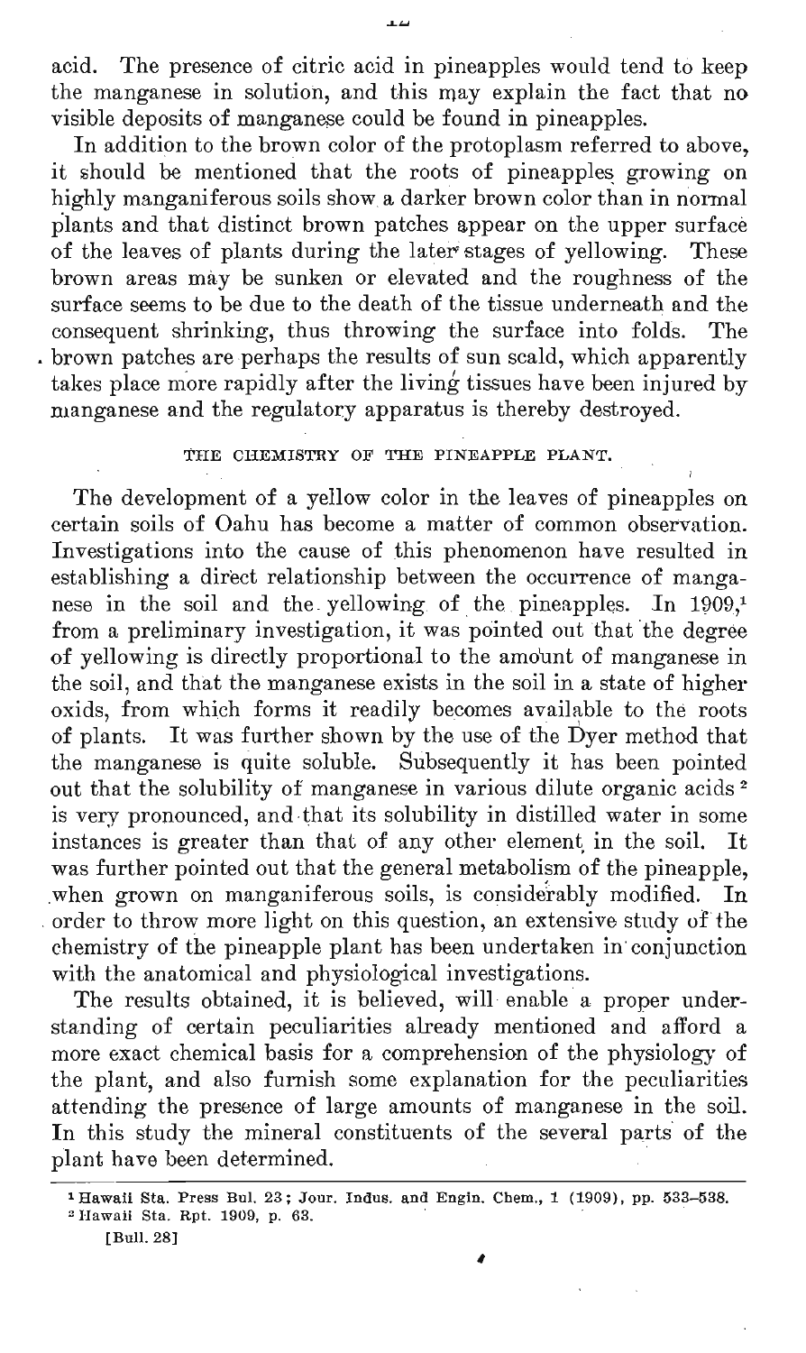acid. The presence of citric acid in pineapples would tend to keep the manganese in solution, and this may explain the fact that no visible deposits of manganese could be found in pineapples.

In addition to the brown color of the protoplasm referred to above, it should be mentioned that the roots of pineapples growing on highly manganiferous soils show a darker brown color than in normal plants and that distinct brown patches appear on the upper surface of the leaves of plants during the later stages of yellowing. These brown areas may be sunken or elevated and the roughness of the surface seems to be due to the death of the tissue underneath and the consequent shrinking, thus throwing the surface into folds. The brown patches are perhaps the results of sun scald, which apparently takes place more rapidly after the living tissues have been injured by manganese and the regulatory apparatus is thereby destroyed.

## THE CHEMISTRY OF THE PINEAPPLE PLANT.

The development of a yellow color in the leaves of pineapples on certain soils of Oahu has become a matter of common observation. Investigations into the cause of this phenomenon have resulted in establishing a direct relationship between the occurrence of manganese in the soil and the yellowing of the pineapples. In 1909,[1] from a preliminary investigation, it was pointed out that the degree of yellowing is directly proportional to the amount of manganese in the soil, and that the manganese exists in the soil in a state of higher oxids, from which forms it readily becomes available to the roots of plants. It was further shown by the use of the Dyer method that the manganese is quite soluble. Subsequently it has been pointed out that the solubility of manganese in various dilute organic acids[2] is very pronounced, and that its solubility in distilled water in some instances is greater than that of any other element in the soil. It was further pointed out that the general metabolism of the pineapple, when grown on manganiferous soils, is considerably modified. In order to throw more light on this question, an extensive study of the chemistry of the pineapple plant has been undertaken in conjunction with the anatomical and physiological investigations.

The results obtained, it is believed, will enable a proper understanding of certain peculiarities already mentioned and afford a more exact chemical basis for a comprehension of the physiology of the plant, and also furnish some explanation for the peculiarities attending the presence of large amounts of manganese in the soil. In this study the mineral constituents of the several parts of the plant have been determined.

---

[1] Hawaii Sta. Press Bul. 23; Jour. Indus. and Engin. Chem., 1 (1909), pp. 533–538.

[2] Hawaii Sta. Rpt. 1909, p. 63.

[Bull. 28]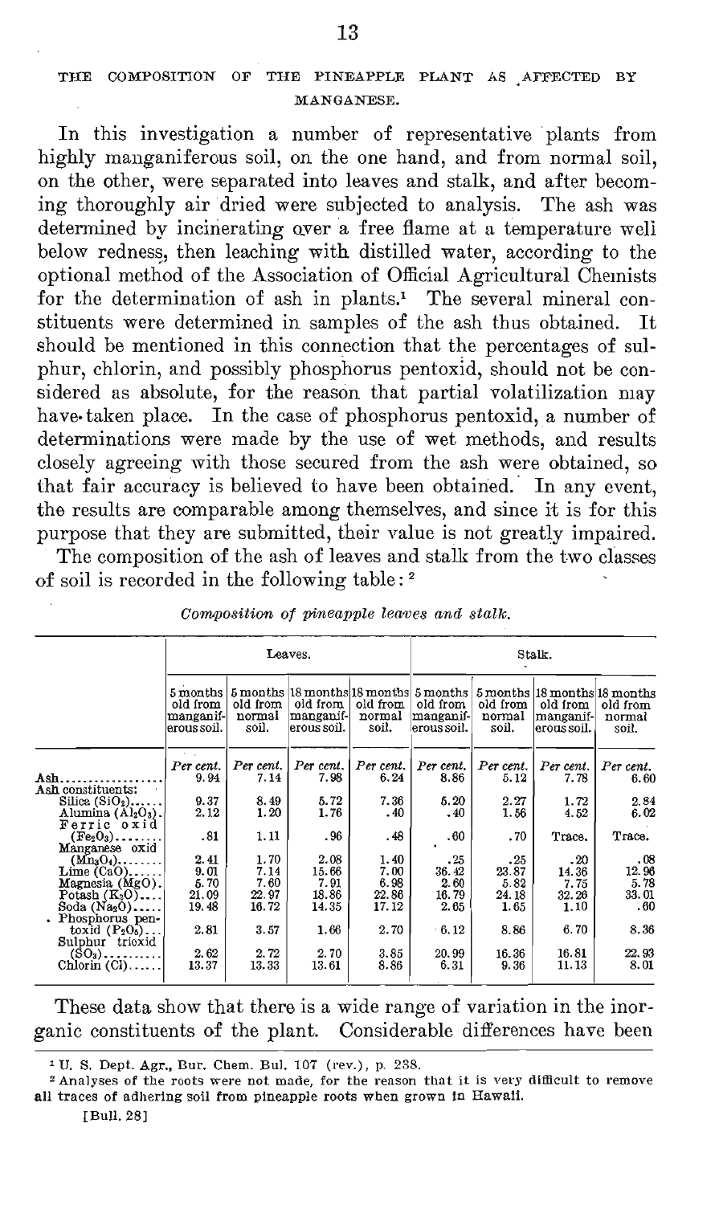## THE COMPOSITION OF THE PINEAPPLE PLANT AS AFFECTED BY MANGANESE.

In this investigation a number of representative plants from highly manganiferous soil, on the one hand, and from normal soil, on the other, were separated into leaves and stalk, and after becoming thoroughly air dried were subjected to analysis. The ash was determined by incinerating over a free flame at a temperature well below redness, then leaching with distilled water, according to the optional method of the Association of Official Agricultural Chemists for the determination of ash in plants.[1] The several mineral constituents were determined in samples of the ash thus obtained. It should be mentioned in this connection that the percentages of sulphur, chlorin, and possibly phosphorus pentoxid, should not be considered as absolute, for the reason that partial volatilization may have taken place. In the case of phosphorus pentoxid, a number of determinations were made by the use of wet methods, and results closely agreeing with those secured from the ash were obtained, so that fair accuracy is believed to have been obtained. In any event, the results are comparable among themselves, and since it is for this purpose that they are submitted, their value is not greatly impaired.

The composition of the ash of leaves and stalk from the two classes of soil is recorded in the following table:[2]

*Composition of pineapple leaves and stalk.*

| | Leaves. | | | | Stalk. | | | |
|---|---|---|---|---|---|---|---|---|
| | 5 months old from manganiferous soil. | 5 months old from normal soil. | 18 months old from manganiferous soil. | 18 months old from normal soil. | 5 months old from manganiferous soil. | 5 months old from normal soil. | 18 months old from manganiferous soil. | 18 months old from normal soil. |
| | *Per cent.* | *Per cent.* | *Per cent.* | *Per cent.* | *Per cent.* | *Per cent.* | *Per cent.* | *Per cent.* |
| Ash | 9.94 | 7.14 | 7.98 | 6.24 | 8.86 | 5.12 | 7.78 | 6.60 |
| Ash constituents: | | | | | | | | |
| Silica ($SiO_2$) | 9.37 | 8.49 | 5.72 | 7.36 | 5.20 | 2.27 | 1.72 | 2.84 |
| Alumina ($Al_2O_3$) | 2.12 | 1.20 | 1.76 | .40 | .40 | 1.56 | 4.52 | 6.02 |
| Ferric oxid ($Fe_2O_3$) | .81 | 1.11 | .96 | .48 | .60 | .70 | Trace. | Trace. |
| Manganese oxid ($Mn_3O_4$) | 2.41 | 1.70 | 2.08 | 1.40 | .25 | .25 | .20 | .08 |
| Lime (CaO) | 9.01 | 7.14 | 15.66 | 7.00 | 36.42 | 23.87 | 14.36 | 12.96 |
| Magnesia (MgO) | 5.70 | 7.60 | 7.91 | 6.98 | 2.60 | 5.82 | 7.75 | 5.78 |
| Potash ($K_2O$) | 21.09 | 22.97 | 18.86 | 22.86 | 16.79 | 24.18 | 32.26 | 33.01 |
| Soda ($Na_2O$) | 19.48 | 16.72 | 14.35 | 17.12 | 2.65 | 1.65 | 1.10 | .60 |
| Phosphorus pentoxid ($P_2O_5$) | 2.81 | 3.57 | 1.66 | 2.70 | 6.12 | 8.86 | 6.70 | 8.36 |
| Sulphur trioxid ($SO_3$) | 2.62 | 2.72 | 2.70 | 3.85 | 20.99 | 16.36 | 16.81 | 22.93 |
| Chlorin (Cl) | 13.37 | 13.33 | 13.61 | 8.86 | 6.31 | 9.36 | 11.13 | 8.01 |

These data show that there is a wide range of variation in the inorganic constituents of the plant. Considerable differences have been

[1] U. S. Dept. Agr., Bur. Chem. Bul. 107 (rev.), p. 238.

[2] Analyses of the roots were not made, for the reason that it is very difficult to remove all traces of adhering soil from pineapple roots when grown in Hawaii.

[Bull. 28]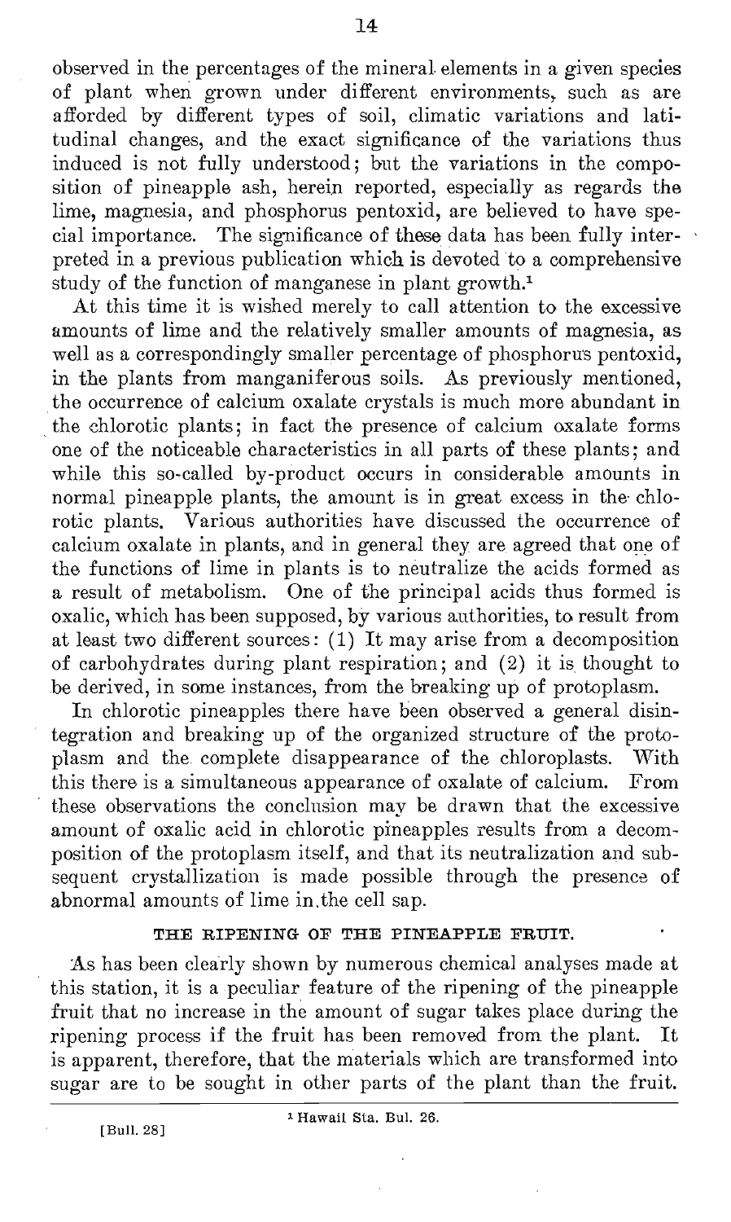observed in the percentages of the mineral elements in a given species of plant when grown under different environments, such as are afforded by different types of soil, climatic variations and latitudinal changes, and the exact significance of the variations thus induced is not fully understood; but the variations in the composition of pineapple ash, herein reported, especially as regards the lime, magnesia, and phosphorus pentoxid, are believed to have special importance. The significance of these data has been fully interpreted in a previous publication which is devoted to a comprehensive study of the function of manganese in plant growth.[1]

At this time it is wished merely to call attention to the excessive amounts of lime and the relatively smaller amounts of magnesia, as well as a correspondingly smaller percentage of phosphorus pentoxid, in the plants from manganiferous soils. As previously mentioned, the occurrence of calcium oxalate crystals is much more abundant in the chlorotic plants; in fact the presence of calcium oxalate forms one of the noticeable characteristics in all parts of these plants; and while this so-called by-product occurs in considerable amounts in normal pineapple plants, the amount is in great excess in the chlorotic plants. Various authorities have discussed the occurrence of calcium oxalate in plants, and in general they are agreed that one of the functions of lime in plants is to neutralize the acids formed as a result of metabolism. One of the principal acids thus formed is oxalic, which has been supposed, by various authorities, to result from at least two different sources: (1) It may arise from a decomposition of carbohydrates during plant respiration; and (2) it is thought to be derived, in some instances, from the breaking up of protoplasm.

In chlorotic pineapples there have been observed a general disintegration and breaking up of the organized structure of the protoplasm and the complete disappearance of the chloroplasts. With this there is a simultaneous appearance of oxalate of calcium. From these observations the conclusion may be drawn that the excessive amount of oxalic acid in chlorotic pineapples results from a decomposition of the protoplasm itself, and that its neutralization and subsequent crystallization is made possible through the presence of abnormal amounts of lime in the cell sap.

## THE RIPENING OF THE PINEAPPLE FRUIT.

As has been clearly shown by numerous chemical analyses made at this station, it is a peculiar feature of the ripening of the pineapple fruit that no increase in the amount of sugar takes place during the ripening process if the fruit has been removed from the plant. It is apparent, therefore, that the materials which are transformed into sugar are to be sought in other parts of the plant than the fruit.

[1] Hawaii Sta. Bul. 26.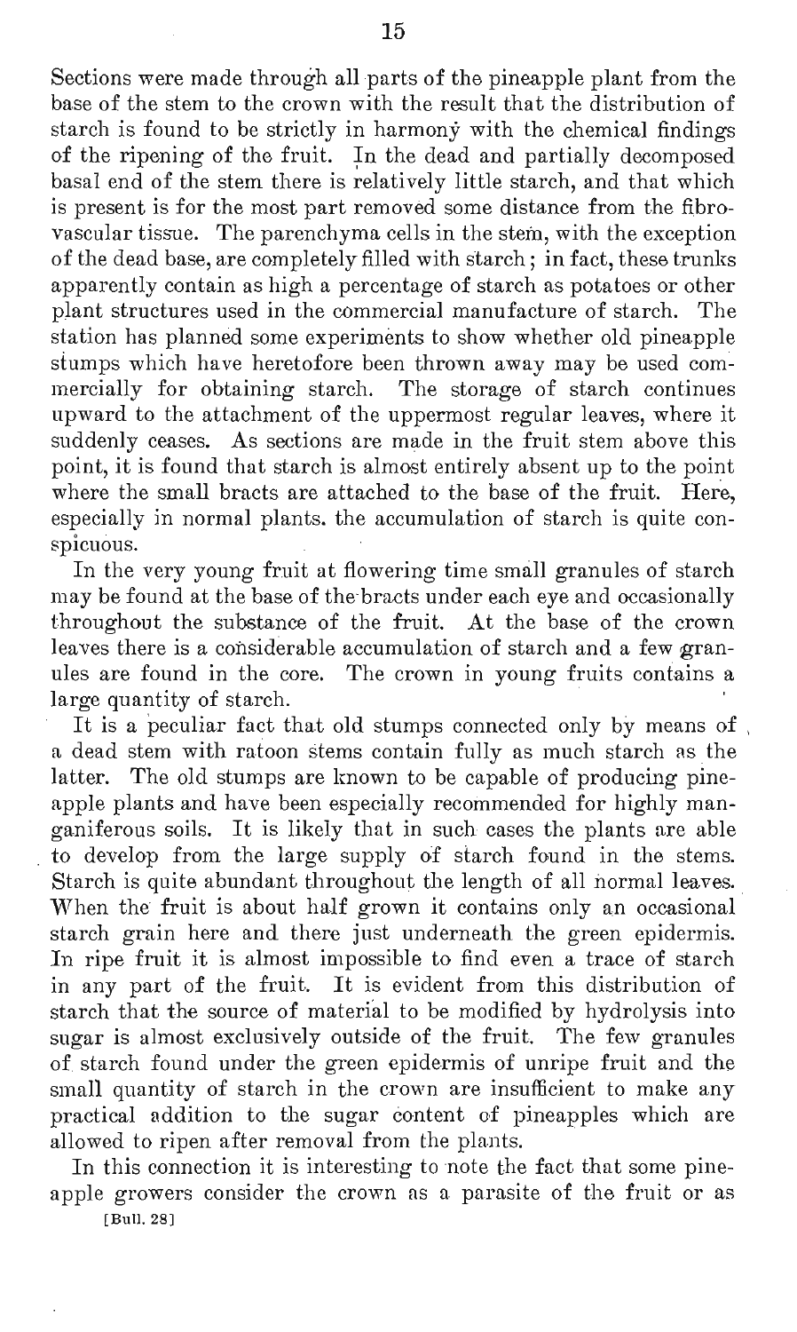Sections were made through all parts of the pineapple plant from the base of the stem to the crown with the result that the distribution of starch is found to be strictly in harmony with the chemical findings of the ripening of the fruit. In the dead and partially decomposed basal end of the stem there is relatively little starch, and that which is present is for the most part removed some distance from the fibro-vascular tissue. The parenchyma cells in the stem, with the exception of the dead base, are completely filled with starch; in fact, these trunks apparently contain as high a percentage of starch as potatoes or other plant structures used in the commercial manufacture of starch. The station has planned some experiments to show whether old pineapple stumps which have heretofore been thrown away may be used commercially for obtaining starch. The storage of starch continues upward to the attachment of the uppermost regular leaves, where it suddenly ceases. As sections are made in the fruit stem above this point, it is found that starch is almost entirely absent up to the point where the small bracts are attached to the base of the fruit. Here, especially in normal plants, the accumulation of starch is quite conspicuous.

In the very young fruit at flowering time small granules of starch may be found at the base of the bracts under each eye and occasionally throughout the substance of the fruit. At the base of the crown leaves there is a considerable accumulation of starch and a few granules are found in the core. The crown in young fruits contains a large quantity of starch.

It is a peculiar fact that old stumps connected only by means of a dead stem with ratoon stems contain fully as much starch as the latter. The old stumps are known to be capable of producing pineapple plants and have been especially recommended for highly manganiferous soils. It is likely that in such cases the plants are able to develop from the large supply of starch found in the stems. Starch is quite abundant throughout the length of all normal leaves. When the fruit is about half grown it contains only an occasional starch grain here and there just underneath the green epidermis. In ripe fruit it is almost impossible to find even a trace of starch in any part of the fruit. It is evident from this distribution of starch that the source of material to be modified by hydrolysis into sugar is almost exclusively outside of the fruit. The few granules of starch found under the green epidermis of unripe fruit and the small quantity of starch in the crown are insufficient to make any practical addition to the sugar content of pineapples which are allowed to ripen after removal from the plants.

In this connection it is interesting to note the fact that some pineapple growers consider the crown as a parasite of the fruit or as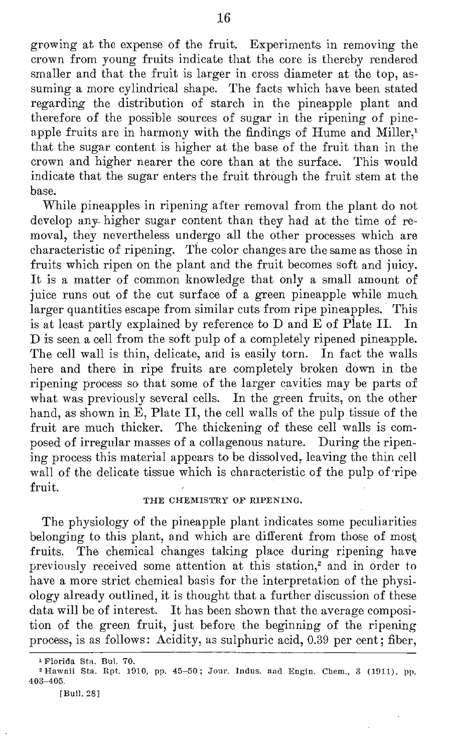growing at the expense of the fruit. Experiments in removing the crown from young fruits indicate that the core is thereby rendered smaller and that the fruit is larger in cross diameter at the top, assuming a more cylindrical shape. The facts which have been stated regarding the distribution of starch in the pineapple plant and therefore of the possible sources of sugar in the ripening of pineapple fruits are in harmony with the findings of Hume and Miller,[1] that the sugar content is higher at the base of the fruit than in the crown and higher nearer the core than at the surface. This would indicate that the sugar enters the fruit through the fruit stem at the base.

While pineapples in ripening after removal from the plant do not develop any higher sugar content than they had at the time of removal, they nevertheless undergo all the other processes which are characteristic of ripening. The color changes are the same as those in fruits which ripen on the plant and the fruit becomes soft and juicy. It is a matter of common knowledge that only a small amount of juice runs out of the cut surface of a green pineapple while much larger quantities escape from similar cuts from ripe pineapples. This is at least partly explained by reference to D and E of Plate II. In D is seen a cell from the soft pulp of a completely ripened pineapple. The cell wall is thin, delicate, and is easily torn. In fact the walls here and there in ripe fruits are completely broken down in the ripening process so that some of the larger cavities may be parts of what was previously several cells. In the green fruits, on the other hand, as shown in E, Plate II, the cell walls of the pulp tissue of the fruit are much thicker. The thickening of these cell walls is composed of irregular masses of a collagenous nature. During the ripening process this material appears to be dissolved, leaving the thin cell wall of the delicate tissue which is characteristic of the pulp of ripe fruit.

## THE CHEMISTRY OF RIPENING.

The physiology of the pineapple plant indicates some peculiarities belonging to this plant, and which are different from those of most fruits. The chemical changes taking place during ripening have previously received some attention at this station,[2] and in order to have a more strict chemical basis for the interpretation of the physiology already outlined, it is thought that a further discussion of these data will be of interest. It has been shown that the average composition of the green fruit, just before the beginning of the ripening process, is as follows: Acidity, as sulphuric acid, 0.39 per cent; fiber,

[1] Florida Sta. Bul. 70.

[2] Hawaii Sta. Rpt. 1910, pp. 45–50; Jour. Indus. and Engin. Chem., 3 (1911), pp. 403–405.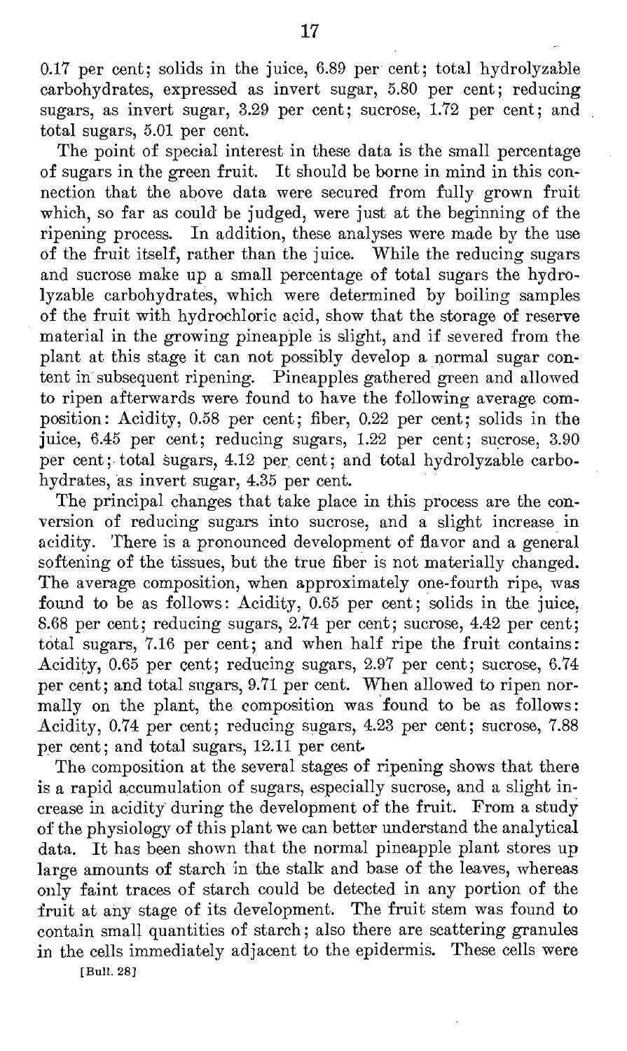0.17 per cent; solids in the juice, 6.89 per cent; total hydrolyzable carbohydrates, expressed as invert sugar, 5.80 per cent; reducing sugars, as invert sugar, 3.29 per cent; sucrose, 1.72 per cent; and total sugars, 5.01 per cent.

The point of special interest in these data is the small percentage of sugars in the green fruit. It should be borne in mind in this connection that the above data were secured from fully grown fruit which, so far as could be judged, were just at the beginning of the ripening process. In addition, these analyses were made by the use of the fruit itself, rather than the juice. While the reducing sugars and sucrose make up a small percentage of total sugars the hydrolyzable carbohydrates, which were determined by boiling samples of the fruit with hydrochloric acid, show that the storage of reserve material in the growing pineapple is slight, and if severed from the plant at this stage it can not possibly develop a normal sugar content in subsequent ripening. Pineapples gathered green and allowed to ripen afterwards were found to have the following average composition: Acidity, 0.58 per cent; fiber, 0.22 per cent; solids in the juice, 6.45 per cent; reducing sugars, 1.22 per cent; sucrose, 3.90 per cent; total sugars, 4.12 per cent; and total hydrolyzable carbohydrates, as invert sugar, 4.35 per cent.

The principal changes that take place in this process are the conversion of reducing sugars into sucrose, and a slight increase in acidity. There is a pronounced development of flavor and a general softening of the tissues, but the true fiber is not materially changed. The average composition, when approximately one-fourth ripe, was found to be as follows: Acidity, 0.65 per cent; solids in the juice, 8.68 per cent; reducing sugars, 2.74 per cent; sucrose, 4.42 per cent; total sugars, 7.16 per cent; and when half ripe the fruit contains: Acidity, 0.65 per cent; reducing sugars, 2.97 per cent; sucrose, 6.74 per cent; and total sugars, 9.71 per cent. When allowed to ripen normally on the plant, the composition was found to be as follows: Acidity, 0.74 per cent; reducing sugars, 4.23 per cent; sucrose, 7.88 per cent; and total sugars, 12.11 per cent.

The composition at the several stages of ripening shows that there is a rapid accumulation of sugars, especially sucrose, and a slight increase in acidity during the development of the fruit. From a study of the physiology of this plant we can better understand the analytical data. It has been shown that the normal pineapple plant stores up large amounts of starch in the stalk and base of the leaves, whereas only faint traces of starch could be detected in any portion of the fruit at any stage of its development. The fruit stem was found to contain small quantities of starch; also there are scattering granules in the cells immediately adjacent to the epidermis. These cells were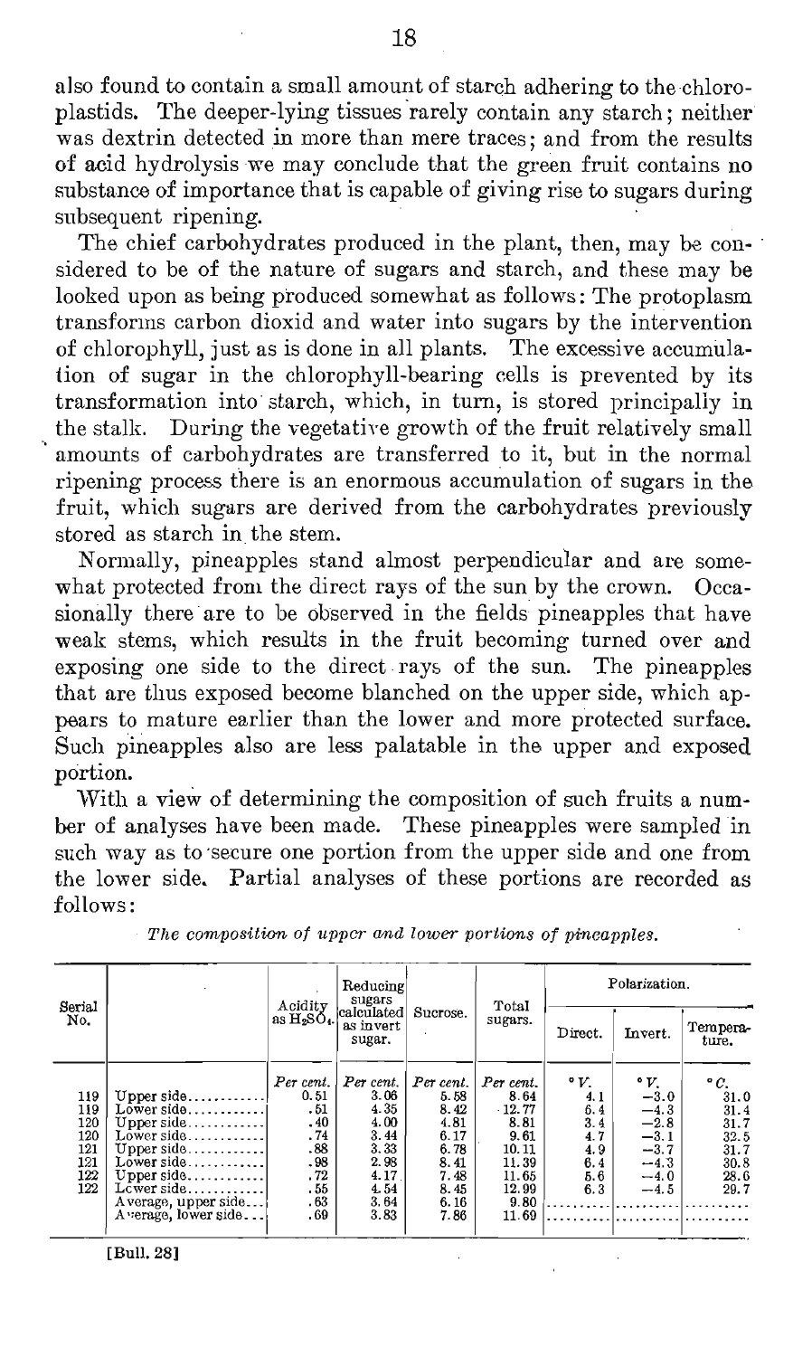also found to contain a small amount of starch adhering to the chloroplastids. The deeper-lying tissues rarely contain any starch; neither was dextrin detected in more than mere traces; and from the results of acid hydrolysis we may conclude that the green fruit contains no substance of importance that is capable of giving rise to sugars during subsequent ripening.

The chief carbohydrates produced in the plant, then, may be considered to be of the nature of sugars and starch, and these may be looked upon as being produced somewhat as follows: The protoplasm transforms carbon dioxid and water into sugars by the intervention of chlorophyll, just as is done in all plants. The excessive accumulation of sugar in the chlorophyll-bearing cells is prevented by its transformation into starch, which, in turn, is stored principally in the stalk. During the vegetative growth of the fruit relatively small amounts of carbohydrates are transferred to it, but in the normal ripening process there is an enormous accumulation of sugars in the fruit, which sugars are derived from the carbohydrates previously stored as starch in the stem.

Normally, pineapples stand almost perpendicular and are somewhat protected from the direct rays of the sun by the crown. Occasionally there are to be observed in the fields pineapples that have weak stems, which results in the fruit becoming turned over and exposing one side to the direct rays of the sun. The pineapples that are thus exposed become blanched on the upper side, which appears to mature earlier than the lower and more protected surface. Such pineapples also are less palatable in the upper and exposed portion.

With a view of determining the composition of such fruits a number of analyses have been made. These pineapples were sampled in such way as to secure one portion from the upper side and one from the lower side. Partial analyses of these portions are recorded as follows:

*The composition of upper and lower portions of pineapples.*

| Serial No. | | Acidity as $H_2SO_4$. | Reducing sugars calculated as invert sugar. | Sucrose. | Total sugars. | Polarization. | | |
|---|---|---|---|---|---|---|---|---|
| | | | | | | Direct. | Invert. | Temperature. |
| | | *Per cent.* | *Per cent.* | *Per cent.* | *Per cent.* | ° V. | ° V. | ° C. |
| 119 | Upper side | 0.51 | 3.06 | 5.58 | 8.64 | 4.1 | −3.0 | 31.0 |
| 119 | Lower side | .51 | 4.35 | 8.42 | 12.77 | 6.4 | −4.3 | 31.4 |
| 120 | Upper side | .40 | 4.00 | 4.81 | 8.81 | 3.4 | −2.8 | 31.7 |
| 120 | Lower side | .74 | 3.44 | 6.17 | 9.61 | 4.7 | −3.1 | 32.5 |
| 121 | Upper side | .88 | 3.33 | 6.78 | 10.11 | 4.9 | −3.7 | 31.7 |
| 121 | Lower side | .98 | 2.98 | 8.41 | 11.39 | 6.4 | −4.3 | 30.8 |
| 122 | Upper side | .72 | 4.17 | 7.48 | 11.65 | 5.6 | −4.0 | 28.6 |
| 122 | Lower side | .55 | 4.54 | 8.45 | 12.99 | 6.3 | −4.5 | 29.7 |
| | Average, upper side | .63 | 3.64 | 6.16 | 9.80 | | | |
| | Average, lower side | .69 | 3.83 | 7.86 | 11.69 | | | |

[Bull. 28]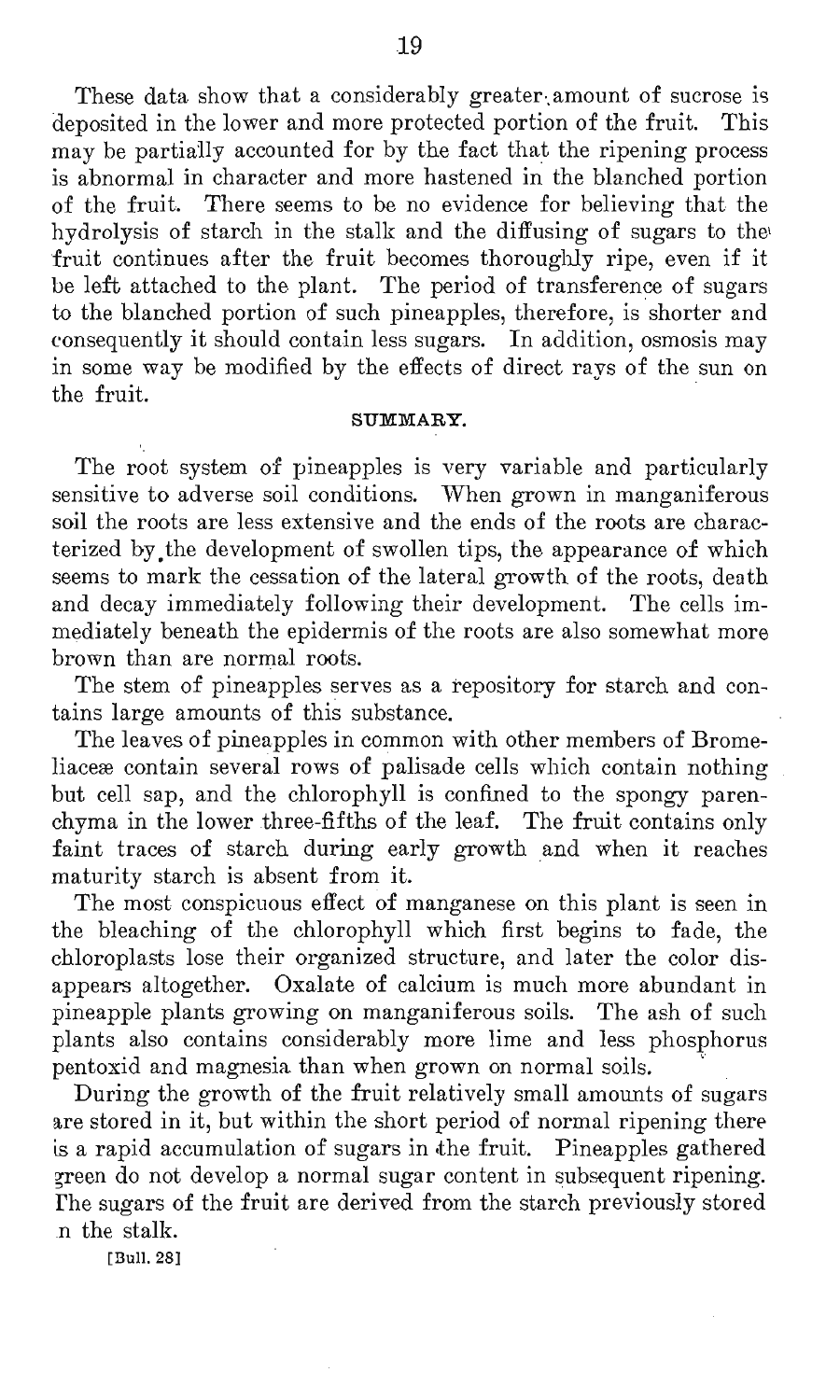These data show that a considerably greater amount of sucrose is deposited in the lower and more protected portion of the fruit. This may be partially accounted for by the fact that the ripening process is abnormal in character and more hastened in the blanched portion of the fruit. There seems to be no evidence for believing that the hydrolysis of starch in the stalk and the diffusing of sugars to the fruit continues after the fruit becomes thoroughly ripe, even if it be left attached to the plant. The period of transference of sugars to the blanched portion of such pineapples, therefore, is shorter and consequently it should contain less sugars. In addition, osmosis may in some way be modified by the effects of direct rays of the sun on the fruit.

## SUMMARY.

The root system of pineapples is very variable and particularly sensitive to adverse soil conditions. When grown in manganiferous soil the roots are less extensive and the ends of the roots are characterized by the development of swollen tips, the appearance of which seems to mark the cessation of the lateral growth of the roots, death and decay immediately following their development. The cells immediately beneath the epidermis of the roots are also somewhat more brown than are normal roots.

The stem of pineapples serves as a repository for starch and contains large amounts of this substance.

The leaves of pineapples in common with other members of Bromeliaceæ contain several rows of palisade cells which contain nothing but cell sap, and the chlorophyll is confined to the spongy parenchyma in the lower three-fifths of the leaf. The fruit contains only faint traces of starch during early growth and when it reaches maturity starch is absent from it.

The most conspicuous effect of manganese on this plant is seen in the bleaching of the chlorophyll which first begins to fade, the chloroplasts lose their organized structure, and later the color disappears altogether. Oxalate of calcium is much more abundant in pineapple plants growing on manganiferous soils. The ash of such plants also contains considerably more lime and less phosphorus pentoxid and magnesia than when grown on normal soils.

During the growth of the fruit relatively small amounts of sugars are stored in it, but within the short period of normal ripening there is a rapid accumulation of sugars in the fruit. Pineapples gathered green do not develop a normal sugar content in subsequent ripening. The sugars of the fruit are derived from the starch previously stored in the stalk.

[Bull. 28]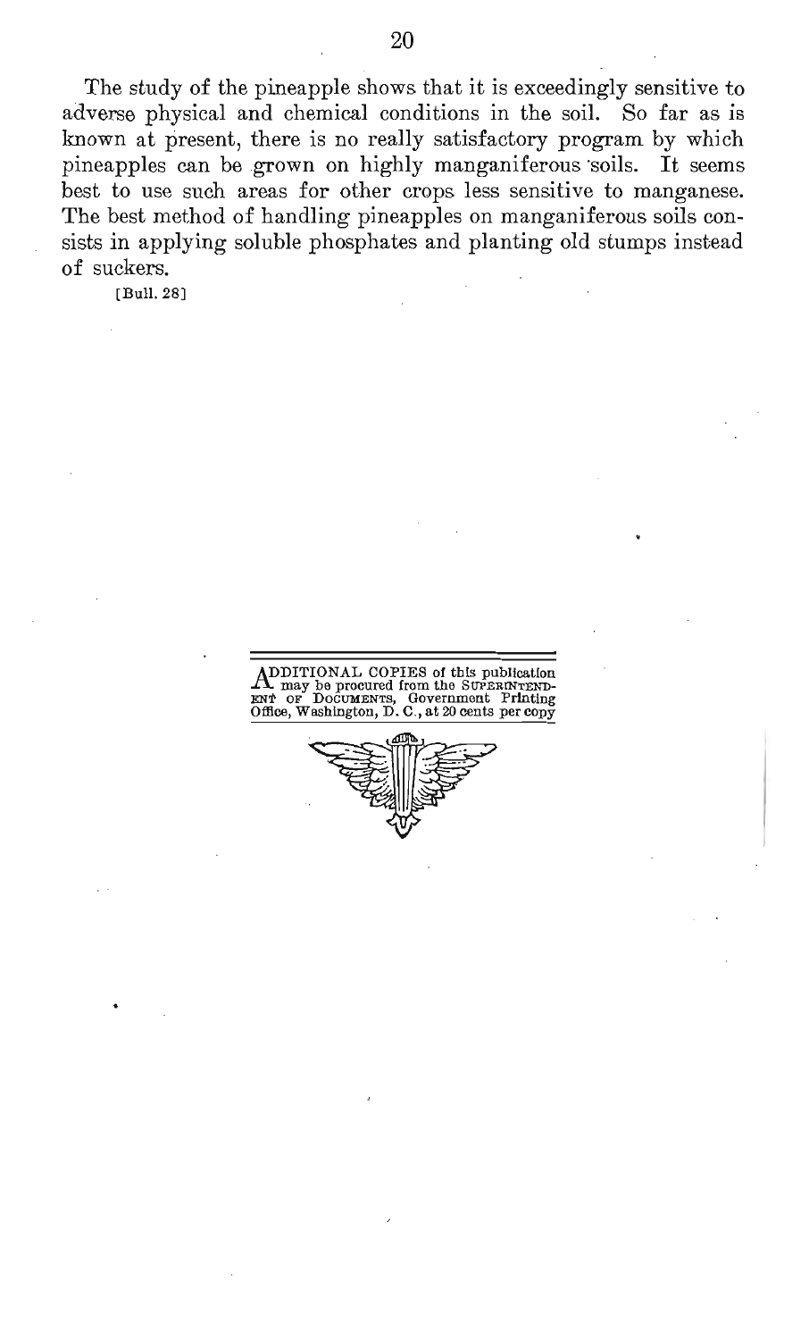The study of the pineapple shows that it is exceedingly sensitive to adverse physical and chemical conditions in the soil. So far as is known at present, there is no really satisfactory program by which pineapples can be grown on highly manganiferous soils. It seems best to use such areas for other crops less sensitive to manganese. The best method of handling pineapples on manganiferous soils consists in applying soluble phosphates and planting old stumps instead of suckers.

[Bull. 28]

ADDITIONAL COPIES of this publication may be procured from the SUPERINTENDENT OF DOCUMENTS, Government Printing Office, Washington, D. C., at 20 cents per copy